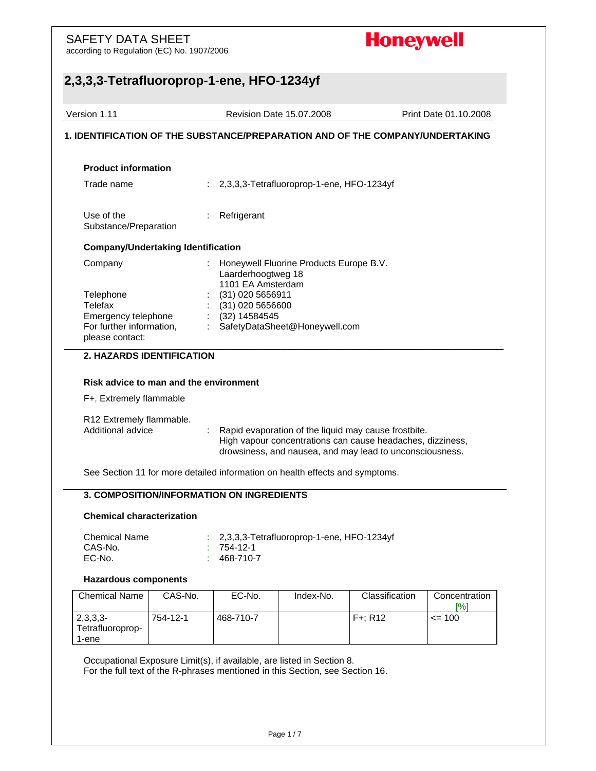SAFETY DATA SHEET
according to Regulation (EC) No. 1907/2006

Honeywell

# 2,3,3,3-Tetrafluoroprop-1-ene, HFO-1234yf

Version 1.11 | Revision Date 15.07.2008 | Print Date 01.10.2008

## 1. IDENTIFICATION OF THE SUBSTANCE/PREPARATION AND OF THE COMPANY/UNDERTAKING

### Product information

Trade name : 2,3,3,3-Tetrafluoroprop-1-ene, HFO-1234yf

Use of the Substance/Preparation : Refrigerant

### Company/Undertaking Identification

Company : Honeywell Fluorine Products Europe B.V.
Laarderhoogtweg 18
1101 EA Amsterdam

Telephone : (31) 020 5656911

Telefax : (31) 020 5656600

Emergency telephone : (32) 14584545

For further information, please contact: : SafetyDataSheet@Honeywell.com

## 2. HAZARDS IDENTIFICATION

### Risk advice to man and the environment

F+, Extremely flammable

R12 Extremely flammable.

Additional advice : Rapid evaporation of the liquid may cause frostbite.
High vapour concentrations can cause headaches, dizziness, drowsiness, and nausea, and may lead to unconsciousness.

See Section 11 for more detailed information on health effects and symptoms.

## 3. COMPOSITION/INFORMATION ON INGREDIENTS

### Chemical characterization

Chemical Name : 2,3,3,3-Tetrafluoroprop-1-ene, HFO-1234yf

CAS-No. : 754-12-1

EC-No. : 468-710-7

### Hazardous components

| Chemical Name | CAS-No. | EC-No. | Index-No. | Classification | Concentration [%] |
|---|---|---|---|---|---|
| 2,3,3,3-Tetrafluoroprop-1-ene | 754-12-1 | 468-710-7 | | F+; R12 | <= 100 |

Occupational Exposure Limit(s), if available, are listed in Section 8.
For the full text of the R-phrases mentioned in this Section, see Section 16.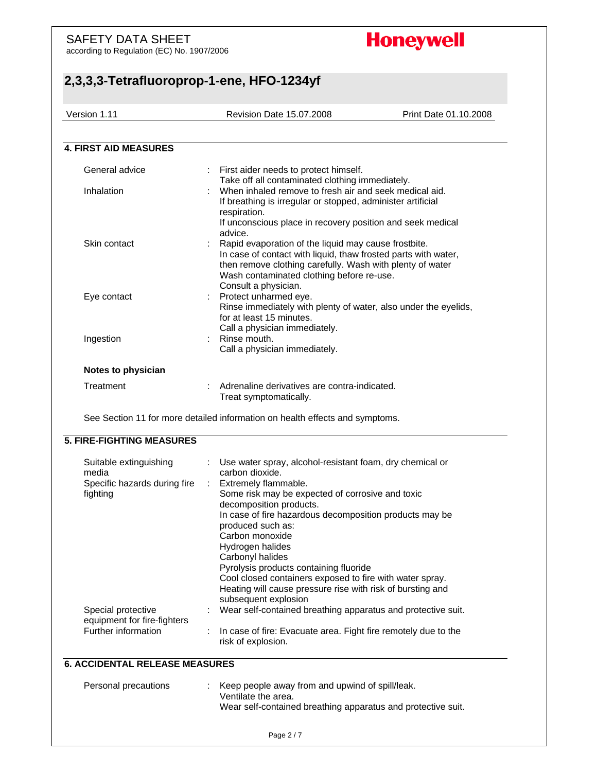## 4. FIRST AID MEASURES

| | |
|---|---|
| General advice | : First aider needs to protect himself.<br>Take off all contaminated clothing immediately. |
| Inhalation | : When inhaled remove to fresh air and seek medical aid.<br>If breathing is irregular or stopped, administer artificial respiration.<br>If unconscious place in recovery position and seek medical advice. |
| Skin contact | : Rapid evaporation of the liquid may cause frostbite.<br>In case of contact with liquid, thaw frosted parts with water, then remove clothing carefully. Wash with plenty of water<br>Wash contaminated clothing before re-use.<br>Consult a physician. |
| Eye contact | : Protect unharmed eye.<br>Rinse immediately with plenty of water, also under the eyelids, for at least 15 minutes.<br>Call a physician immediately. |
| Ingestion | : Rinse mouth.<br>Call a physician immediately. |

**Notes to physician**

| | |
|---|---|
| Treatment | : Adrenaline derivatives are contra-indicated.<br>Treat symptomatically. |

See Section 11 for more detailed information on health effects and symptoms.

## 5. FIRE-FIGHTING MEASURES

| | |
|---|---|
| Suitable extinguishing media | : Use water spray, alcohol-resistant foam, dry chemical or carbon dioxide. |
| Specific hazards during fire fighting | : Extremely flammable.<br>Some risk may be expected of corrosive and toxic decomposition products.<br>In case of fire hazardous decomposition products may be produced such as:<br>Carbon monoxide<br>Hydrogen halides<br>Carbonyl halides<br>Pyrolysis products containing fluoride<br>Cool closed containers exposed to fire with water spray.<br>Heating will cause pressure rise with risk of bursting and subsequent explosion |
| Special protective equipment for fire-fighters | : Wear self-contained breathing apparatus and protective suit. |
| Further information | : In case of fire: Evacuate area. Fight fire remotely due to the risk of explosion. |

## 6. ACCIDENTAL RELEASE MEASURES

| | |
|---|---|
| Personal precautions | : Keep people away from and upwind of spill/leak.<br>Ventilate the area.<br>Wear self-contained breathing apparatus and protective suit. |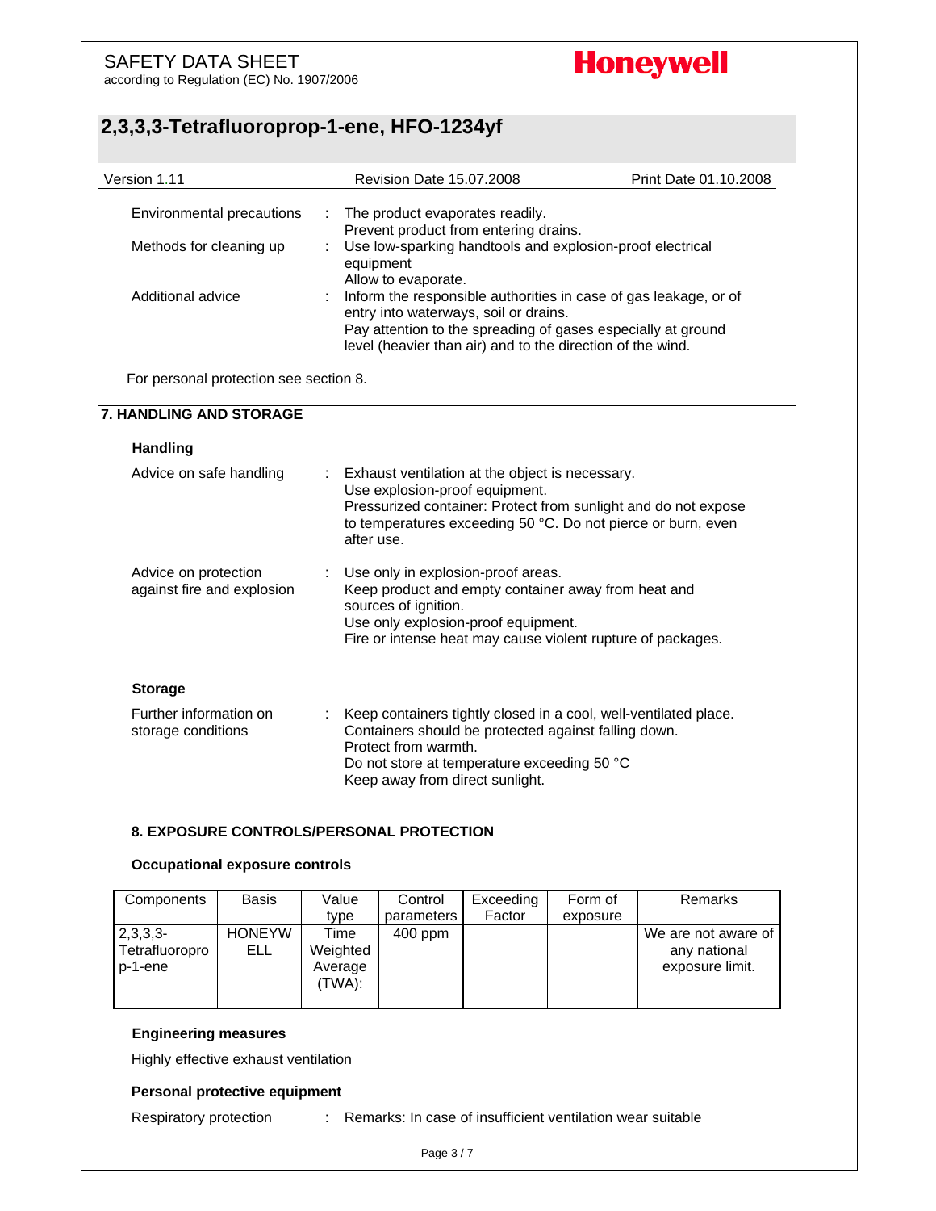Environmental precautions : The product evaporates readily.
Prevent product from entering drains.

Methods for cleaning up : Use low-sparking handtools and explosion-proof electrical equipment
Allow to evaporate.

Additional advice : Inform the responsible authorities in case of gas leakage, or of entry into waterways, soil or drains.
Pay attention to the spreading of gases especially at ground level (heavier than air) and to the direction of the wind.

For personal protection see section 8.

## 7. HANDLING AND STORAGE

### Handling

Advice on safe handling : Exhaust ventilation at the object is necessary.
Use explosion-proof equipment.
Pressurized container: Protect from sunlight and do not expose to temperatures exceeding 50 °C. Do not pierce or burn, even after use.

Advice on protection against fire and explosion : Use only in explosion-proof areas.
Keep product and empty container away from heat and sources of ignition.
Use only explosion-proof equipment.
Fire or intense heat may cause violent rupture of packages.

### Storage

Further information on storage conditions : Keep containers tightly closed in a cool, well-ventilated place.
Containers should be protected against falling down.
Protect from warmth.
Do not store at temperature exceeding 50 °C
Keep away from direct sunlight.

## 8. EXPOSURE CONTROLS/PERSONAL PROTECTION

### Occupational exposure controls

| Components | Basis | Value type | Control parameters | Exceeding Factor | Form of exposure | Remarks |
|---|---|---|---|---|---|---|
| 2,3,3,3-Tetrafluoroprop-1-ene | HONEYWELL | Time Weighted Average (TWA): | 400 ppm | | | We are not aware of any national exposure limit. |

### Engineering measures

Highly effective exhaust ventilation

### Personal protective equipment

Respiratory protection : Remarks: In case of insufficient ventilation wear suitable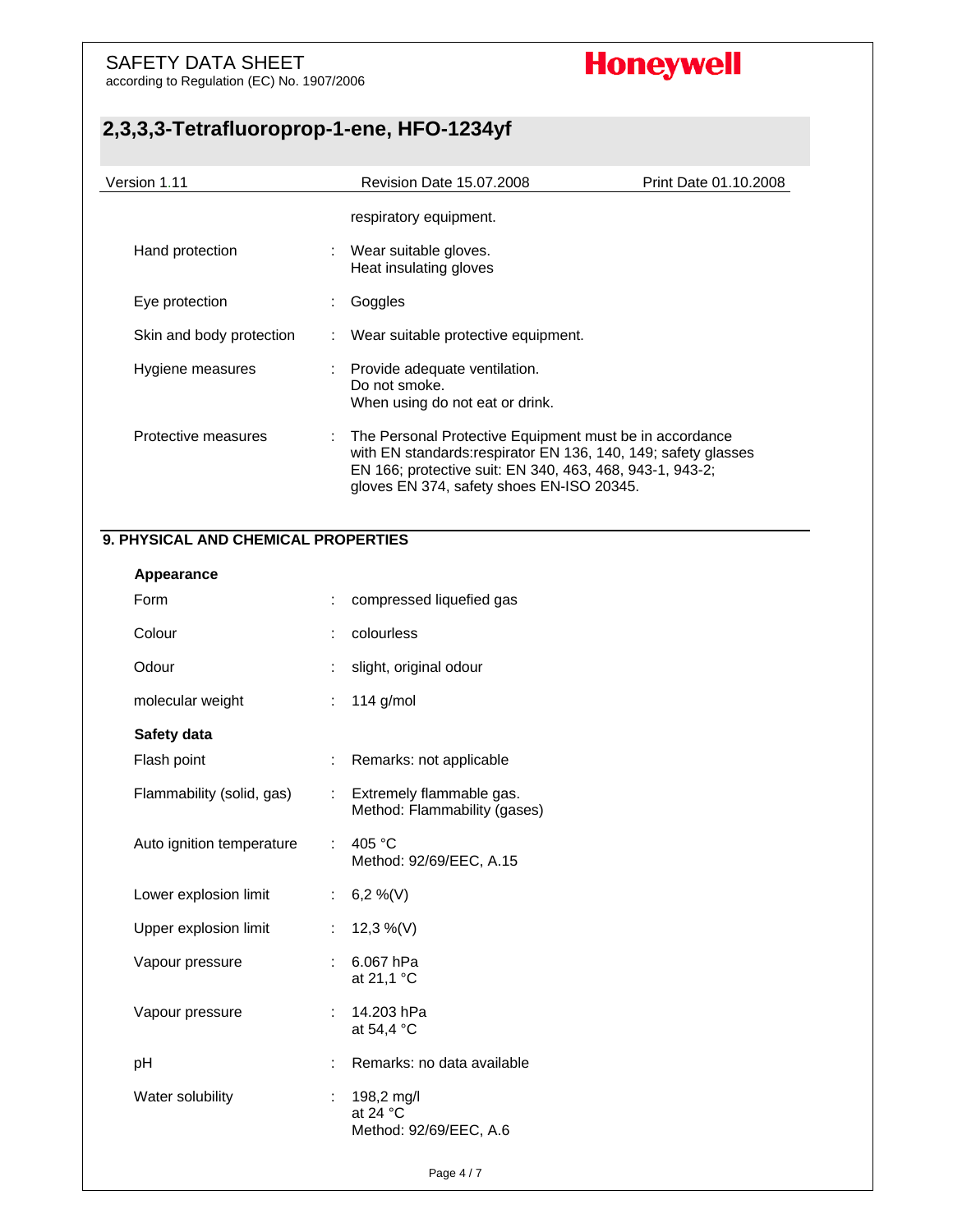respiratory equipment.

| | | |
|---|---|---|
| Hand protection | : | Wear suitable gloves.<br>Heat insulating gloves |
| Eye protection | : | Goggles |
| Skin and body protection | : | Wear suitable protective equipment. |
| Hygiene measures | : | Provide adequate ventilation.<br>Do not smoke.<br>When using do not eat or drink. |
| Protective measures | : | The Personal Protective Equipment must be in accordance with EN standards:respirator EN 136, 140, 149; safety glasses EN 166; protective suit: EN 340, 463, 468, 943-1, 943-2; gloves EN 374, safety shoes EN-ISO 20345. |

## 9. PHYSICAL AND CHEMICAL PROPERTIES

**Appearance**

| | | |
|---|---|---|
| Form | : | compressed liquefied gas |
| Colour | : | colourless |
| Odour | : | slight, original odour |
| molecular weight | : | 114 g/mol |

**Safety data**

| | | |
|---|---|---|
| Flash point | : | Remarks: not applicable |
| Flammability (solid, gas) | : | Extremely flammable gas.<br>Method: Flammability (gases) |
| Auto ignition temperature | : | 405 °C<br>Method: 92/69/EEC, A.15 |
| Lower explosion limit | : | 6,2 %(V) |
| Upper explosion limit | : | 12,3 %(V) |
| Vapour pressure | : | 6.067 hPa<br>at 21,1 °C |
| Vapour pressure | : | 14.203 hPa<br>at 54,4 °C |
| pH | : | Remarks: no data available |
| Water solubility | : | 198,2 mg/l<br>at 24 °C<br>Method: 92/69/EEC, A.6 |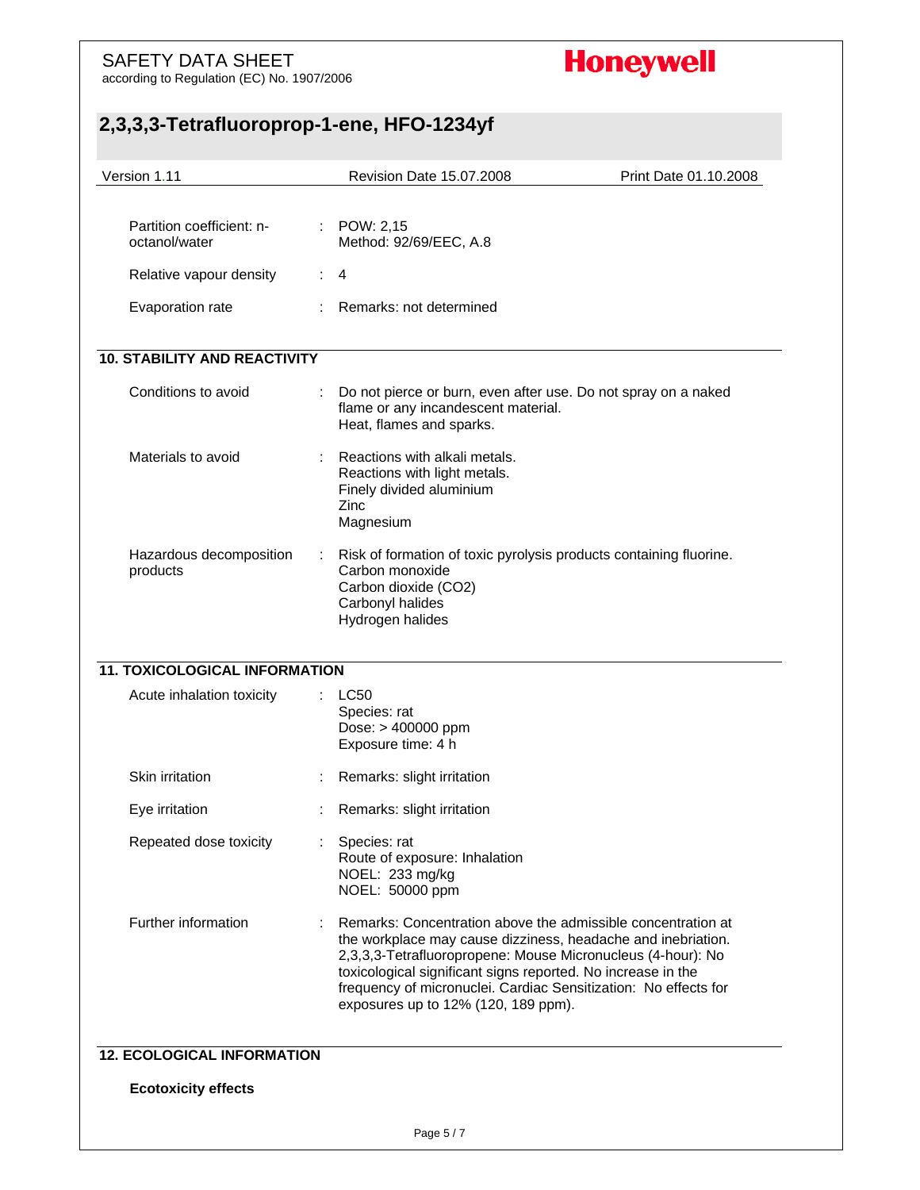| | | |
|---|---|---|
| Partition coefficient: n-octanol/water | : | POW: 2,15<br>Method: 92/69/EEC, A.8 |
| Relative vapour density | : | 4 |
| Evaporation rate | : | Remarks: not determined |

## 10. STABILITY AND REACTIVITY

| | | |
|---|---|---|
| Conditions to avoid | : | Do not pierce or burn, even after use. Do not spray on a naked flame or any incandescent material.<br>Heat, flames and sparks. |
| Materials to avoid | : | Reactions with alkali metals.<br>Reactions with light metals.<br>Finely divided aluminium<br>Zinc<br>Magnesium |
| Hazardous decomposition products | : | Risk of formation of toxic pyrolysis products containing fluorine.<br>Carbon monoxide<br>Carbon dioxide (CO2)<br>Carbonyl halides<br>Hydrogen halides |

## 11. TOXICOLOGICAL INFORMATION

| | | |
|---|---|---|
| Acute inhalation toxicity | : | LC50<br>Species: rat<br>Dose: > 400000 ppm<br>Exposure time: 4 h |
| Skin irritation | : | Remarks: slight irritation |
| Eye irritation | : | Remarks: slight irritation |
| Repeated dose toxicity | : | Species: rat<br>Route of exposure: Inhalation<br>NOEL: 233 mg/kg<br>NOEL: 50000 ppm |
| Further information | : | Remarks: Concentration above the admissible concentration at the workplace may cause dizziness, headache and inebriation. 2,3,3,3-Tetrafluoropropene: Mouse Micronucleus (4-hour): No toxicological significant signs reported. No increase in the frequency of micronuclei. Cardiac Sensitization: No effects for exposures up to 12% (120, 189 ppm). |

## 12. ECOLOGICAL INFORMATION

**Ecotoxicity effects**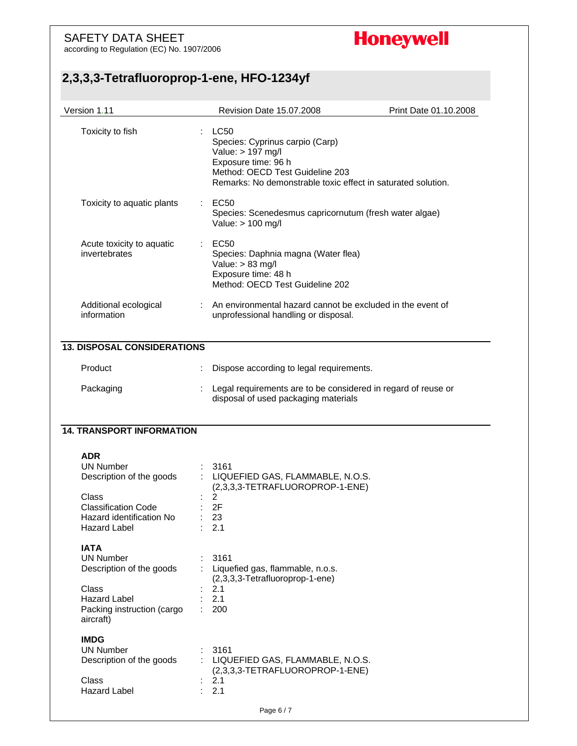| | | |
|---|---|---|
| Toxicity to fish | : | LC50<br>Species: Cyprinus carpio (Carp)<br>Value: > 197 mg/l<br>Exposure time: 96 h<br>Method: OECD Test Guideline 203<br>Remarks: No demonstrable toxic effect in saturated solution. |
| Toxicity to aquatic plants | : | EC50<br>Species: Scenedesmus capricornutum (fresh water algae)<br>Value: > 100 mg/l |
| Acute toxicity to aquatic invertebrates | : | EC50<br>Species: Daphnia magna (Water flea)<br>Value: > 83 mg/l<br>Exposure time: 48 h<br>Method: OECD Test Guideline 202 |
| Additional ecological information | : | An environmental hazard cannot be excluded in the event of unprofessional handling or disposal. |

## 13. DISPOSAL CONSIDERATIONS

| | | |
|---|---|---|
| Product | : | Dispose according to legal requirements. |
| Packaging | : | Legal requirements are to be considered in regard of reuse or disposal of used packaging materials |

## 14. TRANSPORT INFORMATION

**ADR**

| | | |
|---|---|---|
| UN Number | : | 3161 |
| Description of the goods | : | LIQUEFIED GAS, FLAMMABLE, N.O.S. (2,3,3,3-TETRAFLUOROPROP-1-ENE) |
| Class | : | 2 |
| Classification Code | : | 2F |
| Hazard identification No | : | 23 |
| Hazard Label | : | 2.1 |

**IATA**

| | | |
|---|---|---|
| UN Number | : | 3161 |
| Description of the goods | : | Liquefied gas, flammable, n.o.s. (2,3,3,3-Tetrafluoroprop-1-ene) |
| Class | : | 2.1 |
| Hazard Label | : | 2.1 |
| Packing instruction (cargo aircraft) | : | 200 |

**IMDG**

| | | |
|---|---|---|
| UN Number | : | 3161 |
| Description of the goods | : | LIQUEFIED GAS, FLAMMABLE, N.O.S. (2,3,3,3-TETRAFLUOROPROP-1-ENE) |
| Class | : | 2.1 |
| Hazard Label | : | 2.1 |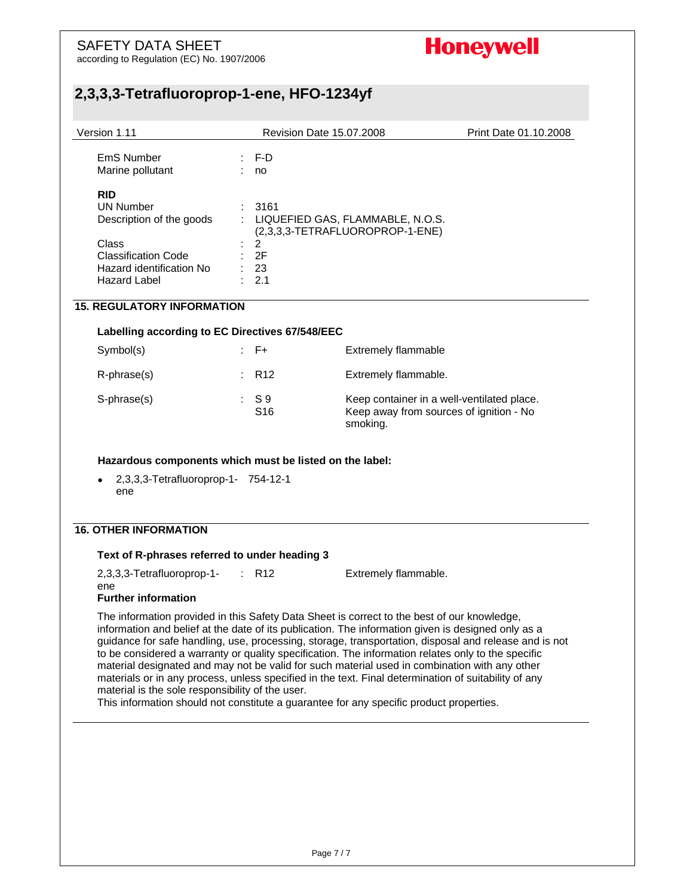| | | |
|---|---|---|
| EmS Number | : | F-D |
| Marine pollutant | : | no |

**RID**

| | | |
|---|---|---|
| UN Number | : | 3161 |
| Description of the goods | : | LIQUEFIED GAS, FLAMMABLE, N.O.S. (2,3,3,3-TETRAFLUOROPROP-1-ENE) |
| Class | : | 2 |
| Classification Code | : | 2F |
| Hazard identification No | : | 23 |
| Hazard Label | : | 2.1 |

## 15. REGULATORY INFORMATION

**Labelling according to EC Directives 67/548/EEC**

| | | | |
|---|---|---|---|
| Symbol(s) | : | F+ | Extremely flammable |
| R-phrase(s) | : | R12 | Extremely flammable. |
| S-phrase(s) | : | S 9<br>S16 | Keep container in a well-ventilated place.<br>Keep away from sources of ignition - No smoking. |

**Hazardous components which must be listed on the label:**

- 2,3,3,3-Tetrafluoroprop-1-ene 754-12-1

## 16. OTHER INFORMATION

**Text of R-phrases referred to under heading 3**

| | | | |
|---|---|---|---|
| 2,3,3,3-Tetrafluoroprop-1-ene | : | R12 | Extremely flammable. |

**Further information**

The information provided in this Safety Data Sheet is correct to the best of our knowledge, information and belief at the date of its publication. The information given is designed only as a guidance for safe handling, use, processing, storage, transportation, disposal and release and is not to be considered a warranty or quality specification. The information relates only to the specific material designated and may not be valid for such material used in combination with any other materials or in any process, unless specified in the text. Final determination of suitability of any material is the sole responsibility of the user.
This information should not constitute a guarantee for any specific product properties.